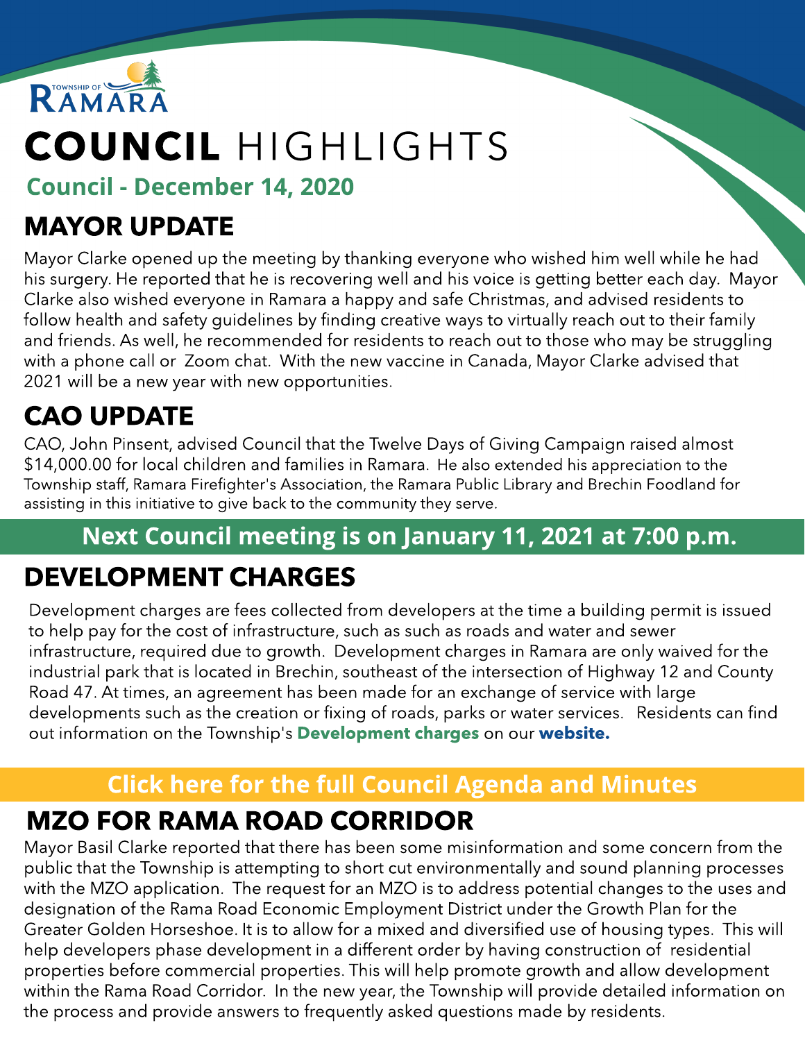TOWNSHIP OF RAMARA

# COUNCIL HIGHLIGHTS

**Council - December 14, 2020**

## MAYOR UPDATE

Mayor Clarke opened up the meeting by thanking everyone who wished him well while he had his surgery. He reported that he is recovering well and his voice is getting better each day. Mayor Clarke also wished everyone in Ramara a happy and safe Christmas, and advised residents to follow health and safety guidelines by finding creative ways to virtually reach out to their family and friends. As well, he recommended for residents to reach out to those who may be struggling with a phone call or Zoom chat. With the new vaccine in Canada, Mayor Clarke advised that 2021 will be a new year with new opportunities.

## CAO UPDATE

CAO, John Pinsent, advised Council that the Twelve Days of Giving Campaign raised almost $14,000.00 for local children and families in Ramara. He also extended his appreciation to the Township staff, Ramara Firefighter's Association, the Ramara Public Library and Brechin Foodland for assisting in this initiative to give back to the community they serve.

**Next Council meeting is on January 11, 2021 at 7:00 p.m.**

## DEVELOPMENT CHARGES

Development charges are fees collected from developers at the time a building permit is issued to help pay for the cost of infrastructure, such as such as roads and water and sewer infrastructure, required due to growth. Development charges in Ramara are only waived for the industrial park that is located in Brechin, southeast of the intersection of Highway 12 and County Road 47. At times, an agreement has been made for an exchange of service with large developments such as the creation or fixing of roads, parks or water services. Residents can find out information on the Township's **Development charges** on our **website.**

**Click here for the full Council Agenda and Minutes**

## MZO FOR RAMA ROAD CORRIDOR

Mayor Basil Clarke reported that there has been some misinformation and some concern from the public that the Township is attempting to short cut environmentally and sound planning processes with the MZO application. The request for an MZO is to address potential changes to the uses and designation of the Rama Road Economic Employment District under the Growth Plan for the Greater Golden Horseshoe. It is to allow for a mixed and diversified use of housing types. This will help developers phase development in a different order by having construction of residential properties before commercial properties. This will help promote growth and allow development within the Rama Road Corridor. In the new year, the Township will provide detailed information on the process and provide answers to frequently asked questions made by residents.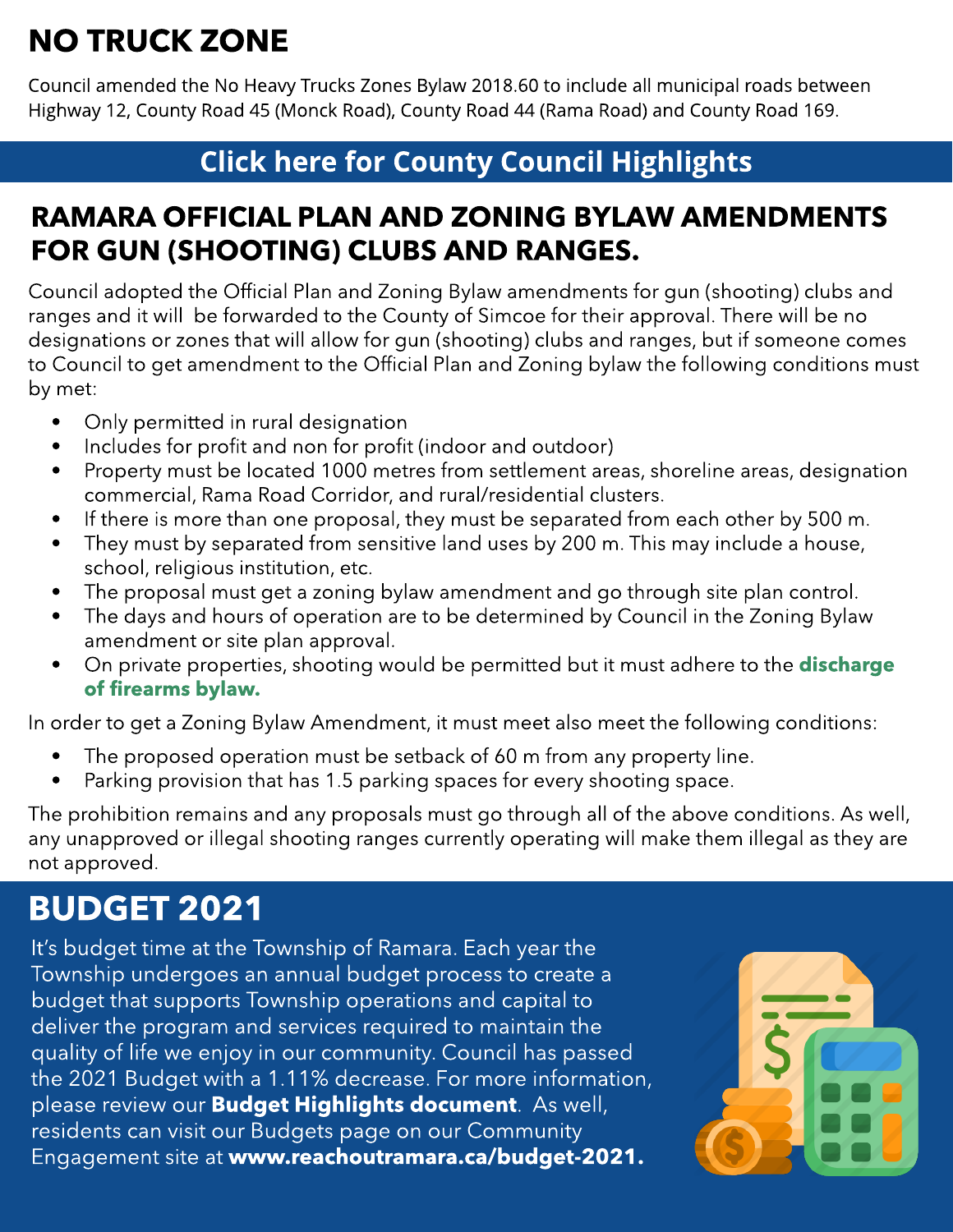## NO TRUCK ZONE

Council amended the No Heavy Trucks Zones Bylaw 2018.60 to include all municipal roads between Highway 12, County Road 45 (Monck Road), County Road 44 (Rama Road) and County Road 169.

**Click here for County Council Highlights**

## RAMARA OFFICIAL PLAN AND ZONING BYLAW AMENDMENTS FOR GUN (SHOOTING) CLUBS AND RANGES.

Council adopted the Official Plan and Zoning Bylaw amendments for gun (shooting) clubs and ranges and it will be forwarded to the County of Simcoe for their approval. There will be no designations or zones that will allow for gun (shooting) clubs and ranges, but if someone comes to Council to get amendment to the Official Plan and Zoning bylaw the following conditions must by met:

- Only permitted in rural designation
- Includes for profit and non for profit (indoor and outdoor)
- Property must be located 1000 metres from settlement areas, shoreline areas, designation commercial, Rama Road Corridor, and rural/residential clusters.
- If there is more than one proposal, they must be separated from each other by 500 m.
- They must by separated from sensitive land uses by 200 m. This may include a house, school, religious institution, etc.
- The proposal must get a zoning bylaw amendment and go through site plan control.
- The days and hours of operation are to be determined by Council in the Zoning Bylaw amendment or site plan approval.
- On private properties, shooting would be permitted but it must adhere to the **discharge of firearms bylaw.**

In order to get a Zoning Bylaw Amendment, it must meet also meet the following conditions:

- The proposed operation must be setback of 60 m from any property line.
- Parking provision that has 1.5 parking spaces for every shooting space.

The prohibition remains and any proposals must go through all of the above conditions. As well, any unapproved or illegal shooting ranges currently operating will make them illegal as they are not approved.

## BUDGET 2021

It's budget time at the Township of Ramara. Each year the Township undergoes an annual budget process to create a budget that supports Township operations and capital to deliver the program and services required to maintain the quality of life we enjoy in our community. Council has passed the 2021 Budget with a 1.11% decrease. For more information, please review our **Budget Highlights document**. As well, residents can visit our Budgets page on our Community Engagement site at **www.reachoutramara.ca/budget-2021.**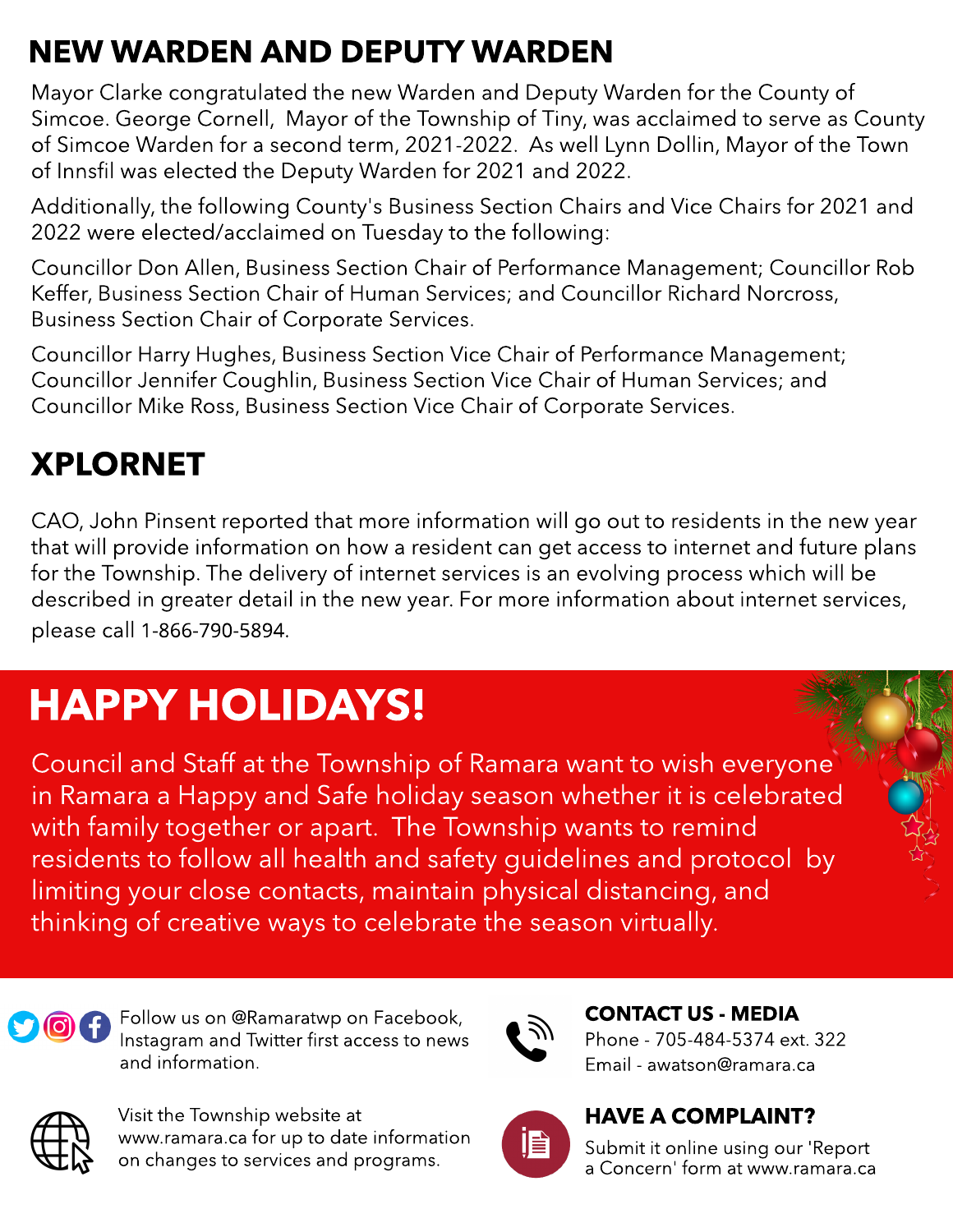## NEW WARDEN AND DEPUTY WARDEN

Mayor Clarke congratulated the new Warden and Deputy Warden for the County of Simcoe. George Cornell, Mayor of the Township of Tiny, was acclaimed to serve as County of Simcoe Warden for a second term, 2021-2022. As well Lynn Dollin, Mayor of the Town of Innsfil was elected the Deputy Warden for 2021 and 2022.

Additionally, the following County's Business Section Chairs and Vice Chairs for 2021 and 2022 were elected/acclaimed on Tuesday to the following:

Councillor Don Allen, Business Section Chair of Performance Management; Councillor Rob Keffer, Business Section Chair of Human Services; and Councillor Richard Norcross, Business Section Chair of Corporate Services.

Councillor Harry Hughes, Business Section Vice Chair of Performance Management; Councillor Jennifer Coughlin, Business Section Vice Chair of Human Services; and Councillor Mike Ross, Business Section Vice Chair of Corporate Services.

## XPLORNET

CAO, John Pinsent reported that more information will go out to residents in the new year that will provide information on how a resident can get access to internet and future plans for the Township. The delivery of internet services is an evolving process which will be described in greater detail in the new year. For more information about internet services, please call 1-866-790-5894.

## HAPPY HOLIDAYS!

Council and Staff at the Township of Ramara want to wish everyone in Ramara a Happy and Safe holiday season whether it is celebrated with family together or apart. The Township wants to remind residents to follow all health and safety guidelines and protocol by limiting your close contacts, maintain physical distancing, and thinking of creative ways to celebrate the season virtually.

Follow us on @Ramaratwp on Facebook, Instagram and Twitter first access to news and information.

**CONTACT US - MEDIA**
Phone - 705-484-5374 ext. 322
Email - awatson@ramara.ca

Visit the Township website at www.ramara.ca for up to date information on changes to services and programs.

**HAVE A COMPLAINT?**
Submit it online using our 'Report a Concern' form at www.ramara.ca